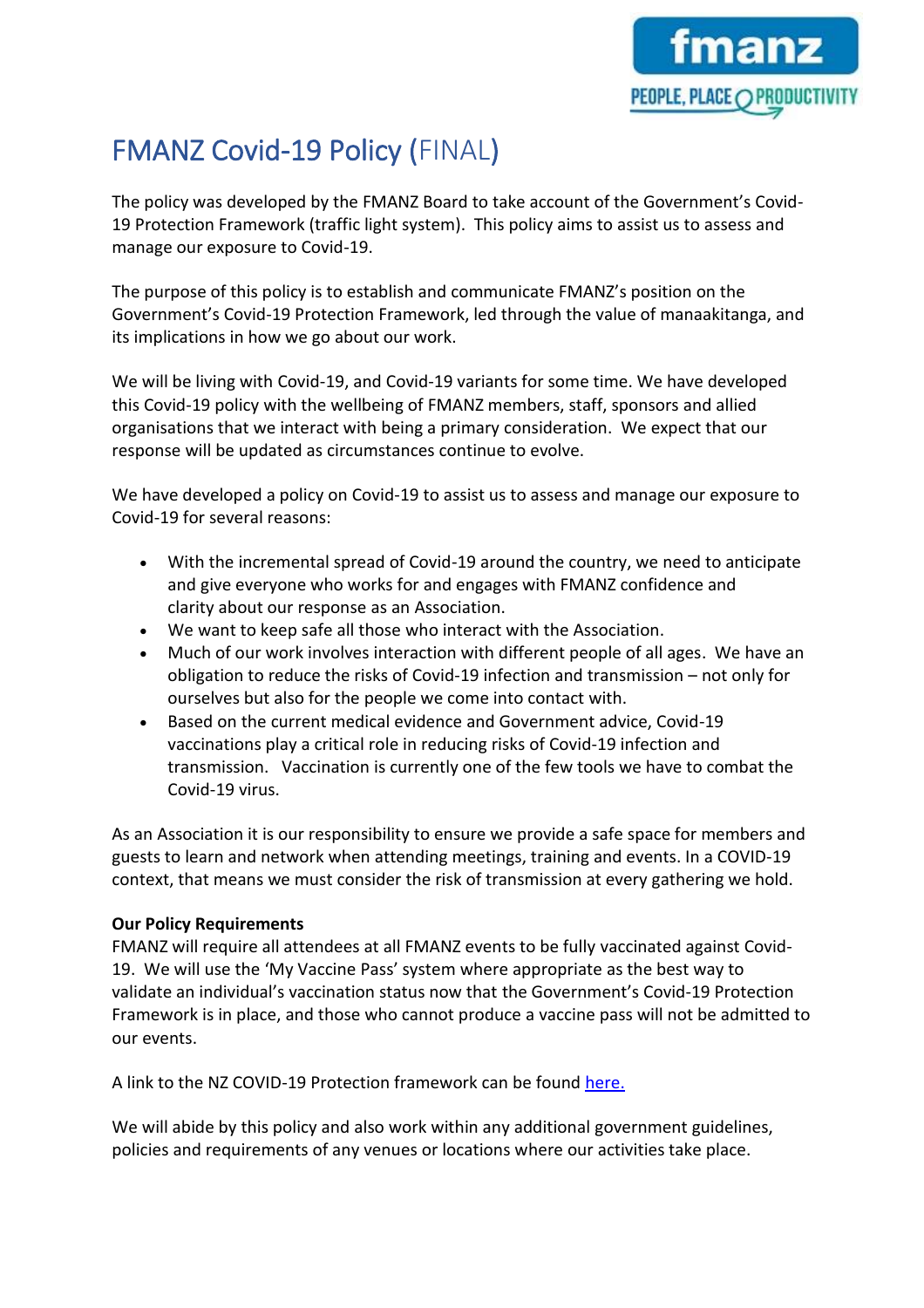# FMANZ Covid-19 Policy (FINAL)

The policy was developed by the FMANZ Board to take account of the Government's Covid-19 Protection Framework (traffic light system). This policy aims to assist us to assess and manage our exposure to Covid-19.

The purpose of this policy is to establish and communicate FMANZ's position on the Government's Covid-19 Protection Framework, led through the value of manaakitanga, and its implications in how we go about our work.

We will be living with Covid-19, and Covid-19 variants for some time. We have developed this Covid-19 policy with the wellbeing of FMANZ members, staff, sponsors and allied organisations that we interact with being a primary consideration. We expect that our response will be updated as circumstances continue to evolve.

We have developed a policy on Covid-19 to assist us to assess and manage our exposure to Covid-19 for several reasons:

- With the incremental spread of Covid-19 around the country, we need to anticipate and give everyone who works for and engages with FMANZ confidence and clarity about our response as an Association.
- We want to keep safe all those who interact with the Association.
- Much of our work involves interaction with different people of all ages. We have an obligation to reduce the risks of Covid-19 infection and transmission – not only for ourselves but also for the people we come into contact with.
- Based on the current medical evidence and Government advice, Covid-19 vaccinations play a critical role in reducing risks of Covid-19 infection and transmission. Vaccination is currently one of the few tools we have to combat the Covid-19 virus.

As an Association it is our responsibility to ensure we provide a safe space for members and guests to learn and network when attending meetings, training and events. In a COVID-19 context, that means we must consider the risk of transmission at every gathering we hold.

**Our Policy Requirements**
FMANZ will require all attendees at all FMANZ events to be fully vaccinated against Covid-19. We will use the 'My Vaccine Pass' system where appropriate as the best way to validate an individual's vaccination status now that the Government's Covid-19 Protection Framework is in place, and those who cannot produce a vaccine pass will not be admitted to our events.

A link to the NZ COVID-19 Protection framework can be found here.

We will abide by this policy and also work within any additional government guidelines, policies and requirements of any venues or locations where our activities take place.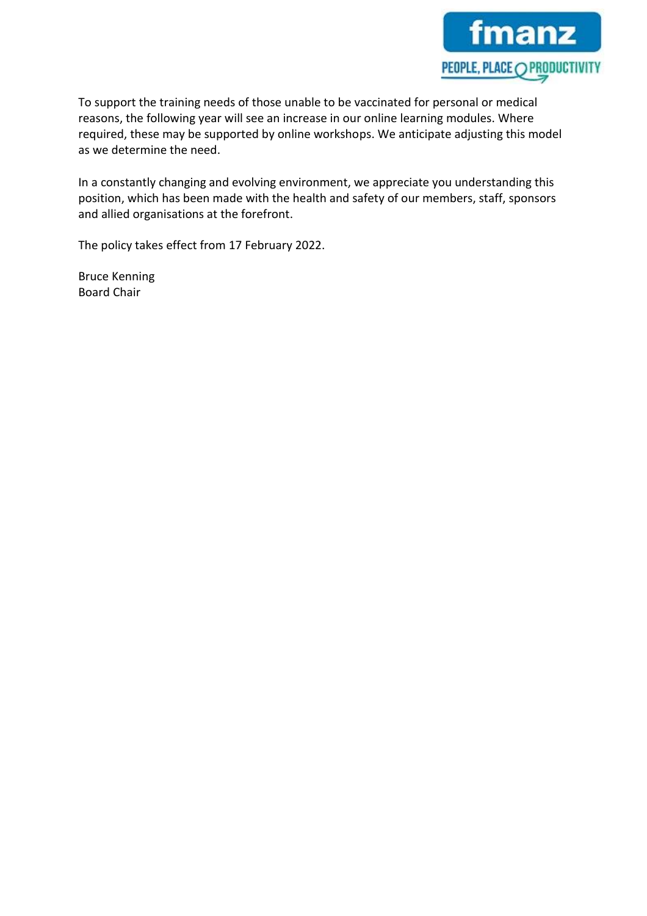To support the training needs of those unable to be vaccinated for personal or medical reasons, the following year will see an increase in our online learning modules. Where required, these may be supported by online workshops. We anticipate adjusting this model as we determine the need.

In a constantly changing and evolving environment, we appreciate you understanding this position, which has been made with the health and safety of our members, staff, sponsors and allied organisations at the forefront.

The policy takes effect from 17 February 2022.

Bruce Kenning
Board Chair